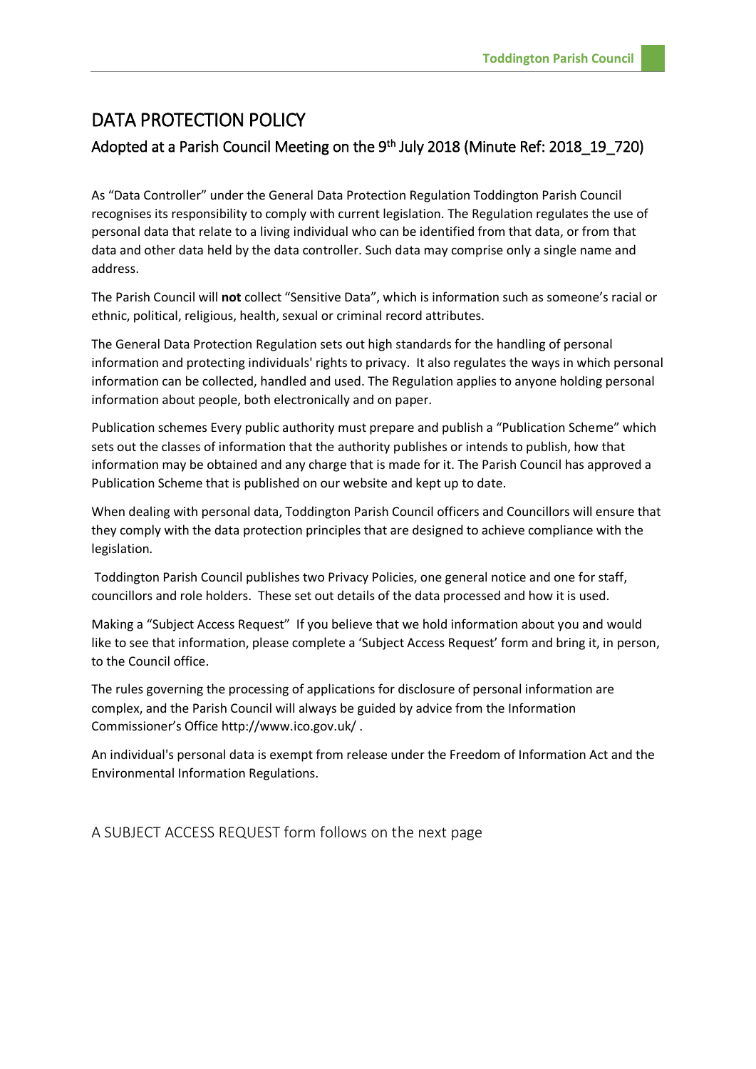# DATA PROTECTION POLICY

## Adopted at a Parish Council Meeting on the 9th July 2018 (Minute Ref: 2018_19_720)

As "Data Controller" under the General Data Protection Regulation Toddington Parish Council recognises its responsibility to comply with current legislation. The Regulation regulates the use of personal data that relate to a living individual who can be identified from that data, or from that data and other data held by the data controller. Such data may comprise only a single name and address.

The Parish Council will **not** collect "Sensitive Data", which is information such as someone's racial or ethnic, political, religious, health, sexual or criminal record attributes.

The General Data Protection Regulation sets out high standards for the handling of personal information and protecting individuals' rights to privacy. It also regulates the ways in which personal information can be collected, handled and used. The Regulation applies to anyone holding personal information about people, both electronically and on paper.

Publication schemes Every public authority must prepare and publish a "Publication Scheme" which sets out the classes of information that the authority publishes or intends to publish, how that information may be obtained and any charge that is made for it. The Parish Council has approved a Publication Scheme that is published on our website and kept up to date.

When dealing with personal data, Toddington Parish Council officers and Councillors will ensure that they comply with the data protection principles that are designed to achieve compliance with the legislation.

Toddington Parish Council publishes two Privacy Policies, one general notice and one for staff, councillors and role holders. These set out details of the data processed and how it is used.

Making a "Subject Access Request" If you believe that we hold information about you and would like to see that information, please complete a 'Subject Access Request' form and bring it, in person, to the Council office.

The rules governing the processing of applications for disclosure of personal information are complex, and the Parish Council will always be guided by advice from the Information Commissioner's Office http://www.ico.gov.uk/ .

An individual's personal data is exempt from release under the Freedom of Information Act and the Environmental Information Regulations.

A SUBJECT ACCESS REQUEST form follows on the next page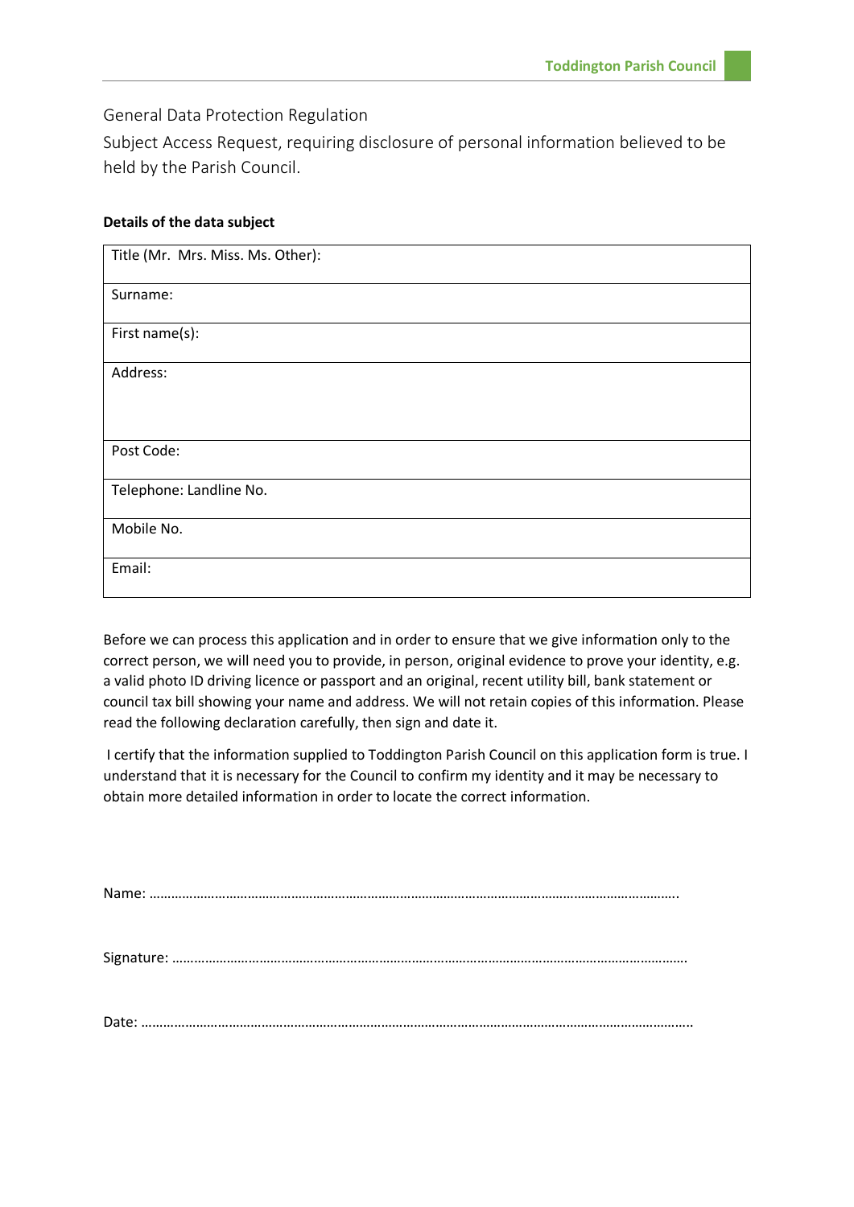General Data Protection Regulation

Subject Access Request, requiring disclosure of personal information believed to be held by the Parish Council.

**Details of the data subject**

| |
|---|
| Title (Mr.  Mrs. Miss. Ms. Other): |
| Surname: |
| First name(s): |
| Address: |
| Post Code: |
| Telephone: Landline No. |
| Mobile No. |
| Email: |

Before we can process this application and in order to ensure that we give information only to the correct person, we will need you to provide, in person, original evidence to prove your identity, e.g. a valid photo ID driving licence or passport and an original, recent utility bill, bank statement or council tax bill showing your name and address. We will not retain copies of this information. Please read the following declaration carefully, then sign and date it.

I certify that the information supplied to Toddington Parish Council on this application form is true. I understand that it is necessary for the Council to confirm my identity and it may be necessary to obtain more detailed information in order to locate the correct information.

Name: ……………………………………………………………………………………………………………………………..

Signature: ……………………………………………………………………………………………………………………….

Date: ………………………………………………………………………………………………………………………………